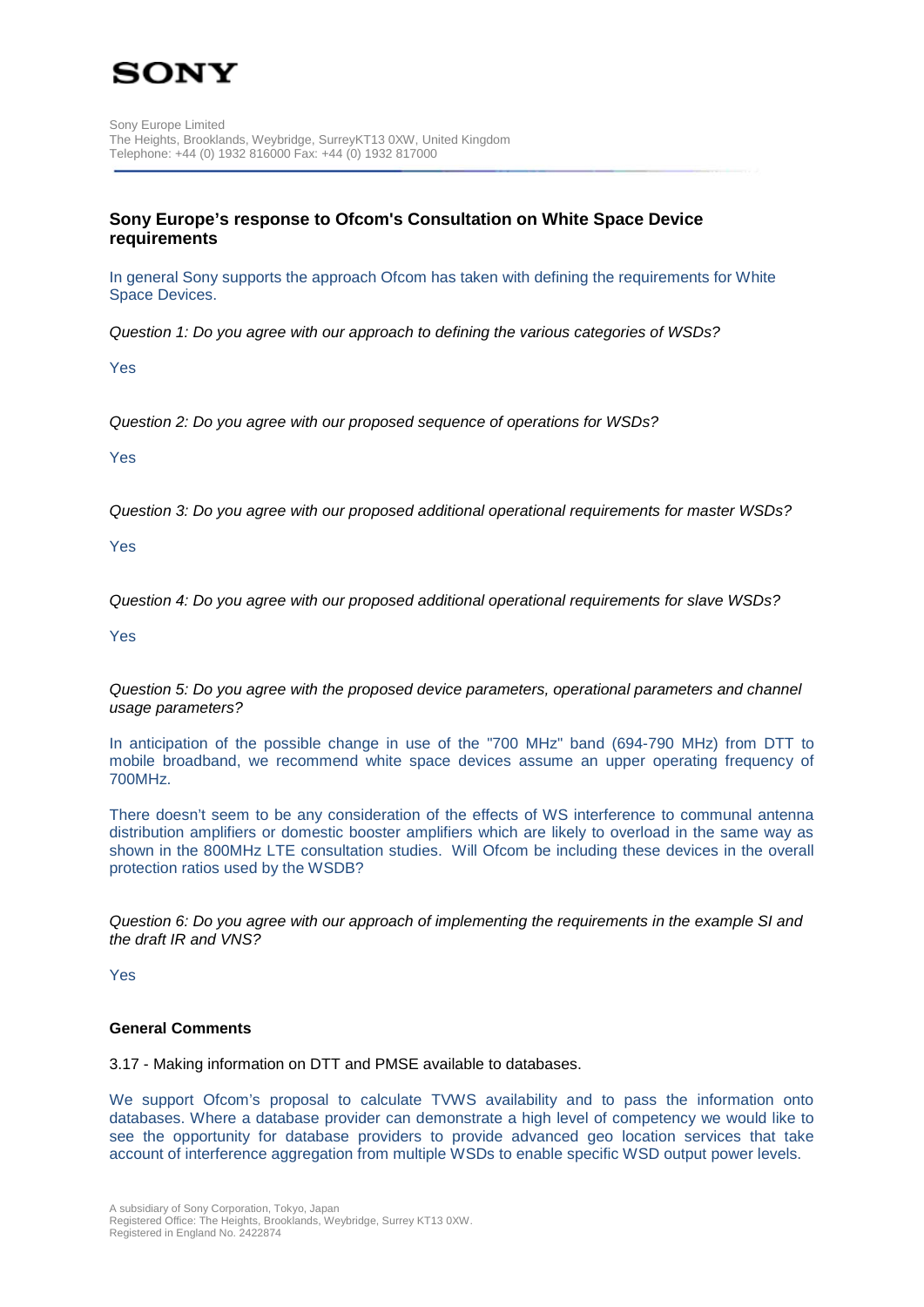**SONY**

Sony Europe Limited
The Heights, Brooklands, Weybridge, SurreyKT13 0XW, United Kingdom
Telephone: +44 (0) 1932 816000 Fax: +44 (0) 1932 817000

## Sony Europe's response to Ofcom's Consultation on White Space Device requirements

In general Sony supports the approach Ofcom has taken with defining the requirements for White Space Devices.

*Question 1: Do you agree with our approach to defining the various categories of WSDs?*

Yes

*Question 2: Do you agree with our proposed sequence of operations for WSDs?*

Yes

*Question 3: Do you agree with our proposed additional operational requirements for master WSDs?*

Yes

*Question 4: Do you agree with our proposed additional operational requirements for slave WSDs?*

Yes

*Question 5: Do you agree with the proposed device parameters, operational parameters and channel usage parameters?*

In anticipation of the possible change in use of the "700 MHz" band (694-790 MHz) from DTT to mobile broadband, we recommend white space devices assume an upper operating frequency of 700MHz.

There doesn't seem to be any consideration of the effects of WS interference to communal antenna distribution amplifiers or domestic booster amplifiers which are likely to overload in the same way as shown in the 800MHz LTE consultation studies. Will Ofcom be including these devices in the overall protection ratios used by the WSDB?

*Question 6: Do you agree with our approach of implementing the requirements in the example SI and the draft IR and VNS?*

Yes

**General Comments**

3.17 - Making information on DTT and PMSE available to databases.

We support Ofcom's proposal to calculate TVWS availability and to pass the information onto databases. Where a database provider can demonstrate a high level of competency we would like to see the opportunity for database providers to provide advanced geo location services that take account of interference aggregation from multiple WSDs to enable specific WSD output power levels.

A subsidiary of Sony Corporation, Tokyo, Japan
Registered Office: The Heights, Brooklands, Weybridge, Surrey KT13 0XW.
Registered in England No. 2422874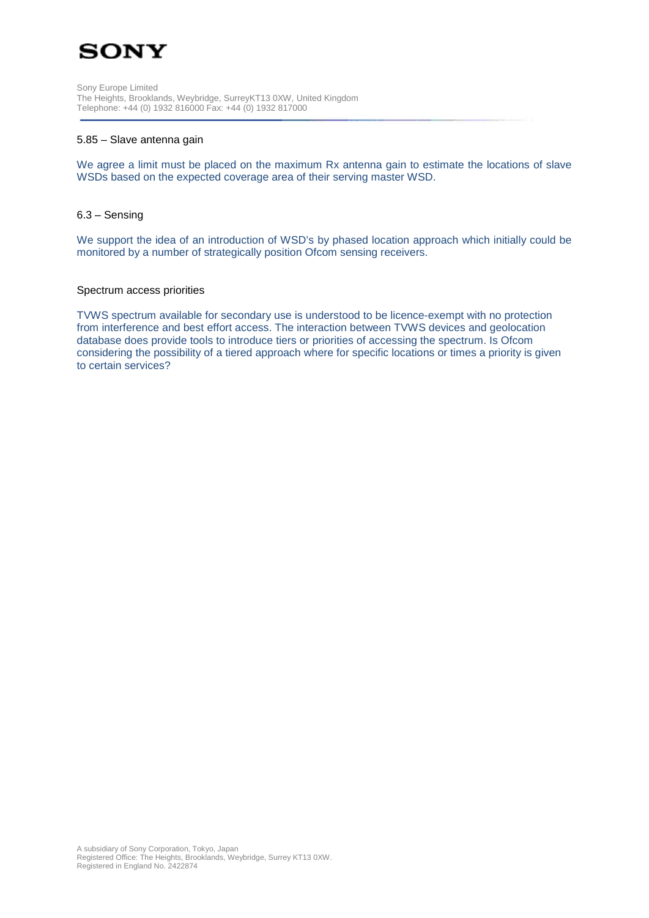5.85 – Slave antenna gain

We agree a limit must be placed on the maximum Rx antenna gain to estimate the locations of slave WSDs based on the expected coverage area of their serving master WSD.

6.3 – Sensing

We support the idea of an introduction of WSD's by phased location approach which initially could be monitored by a number of strategically position Ofcom sensing receivers.

Spectrum access priorities

TVWS spectrum available for secondary use is understood to be licence-exempt with no protection from interference and best effort access. The interaction between TVWS devices and geolocation database does provide tools to introduce tiers or priorities of accessing the spectrum. Is Ofcom considering the possibility of a tiered approach where for specific locations or times a priority is given to certain services?